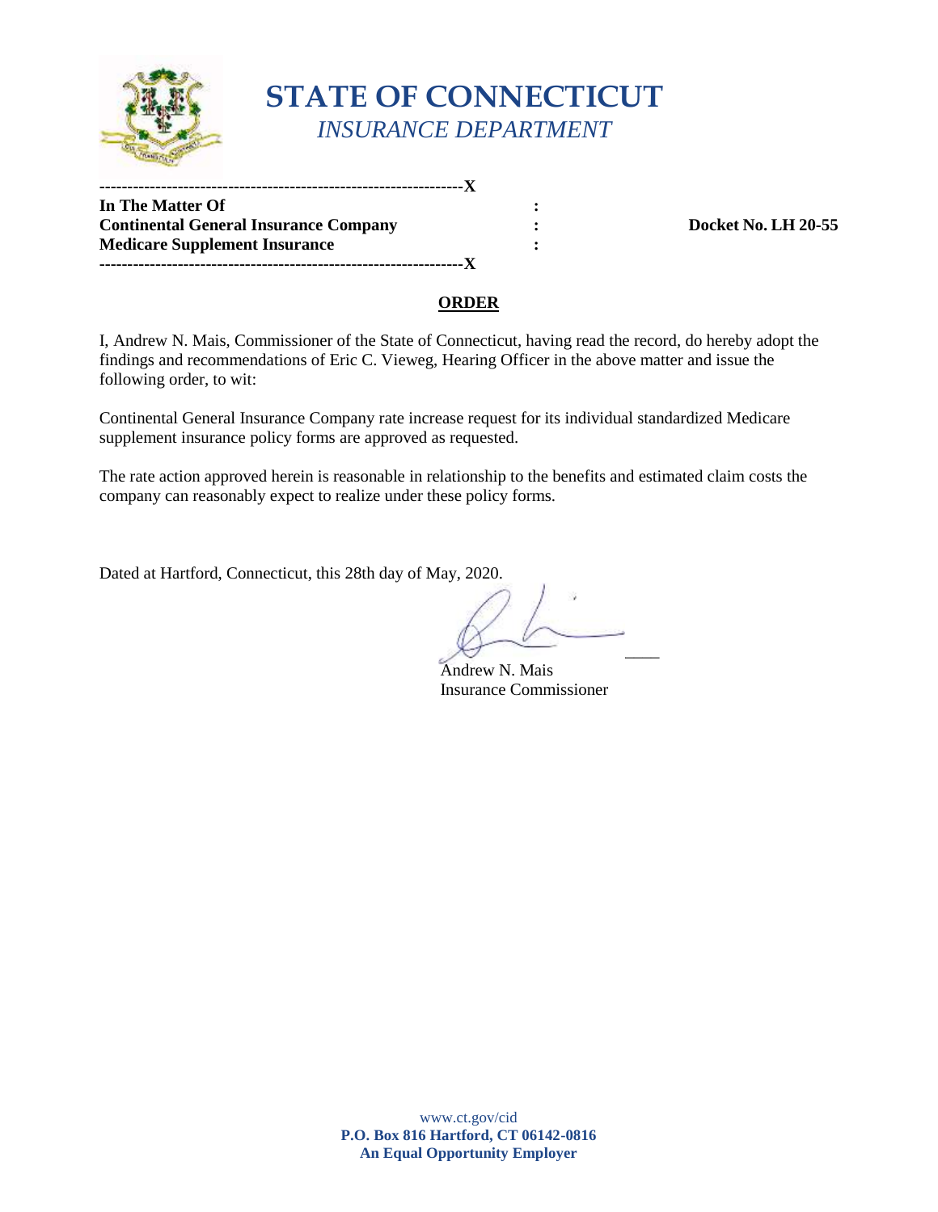# STATE OF CONNECTICUT

*INSURANCE DEPARTMENT*

---------------------------------------------------------------X

**In The Matter Of** :

**Continental General Insurance Company** : **Docket No. LH 20-55**

**Medicare Supplement Insurance** :

---------------------------------------------------------------X

**ORDER**

I, Andrew N. Mais, Commissioner of the State of Connecticut, having read the record, do hereby adopt the findings and recommendations of Eric C. Vieweg, Hearing Officer in the above matter and issue the following order, to wit:

Continental General Insurance Company rate increase request for its individual standardized Medicare supplement insurance policy forms are approved as requested.

The rate action approved herein is reasonable in relationship to the benefits and estimated claim costs the company can reasonably expect to realize under these policy forms.

Dated at Hartford, Connecticut, this 28th day of May, 2020.

Andrew N. Mais
Insurance Commissioner

www.ct.gov/cid
**P.O. Box 816 Hartford, CT 06142-0816**
**An Equal Opportunity Employer**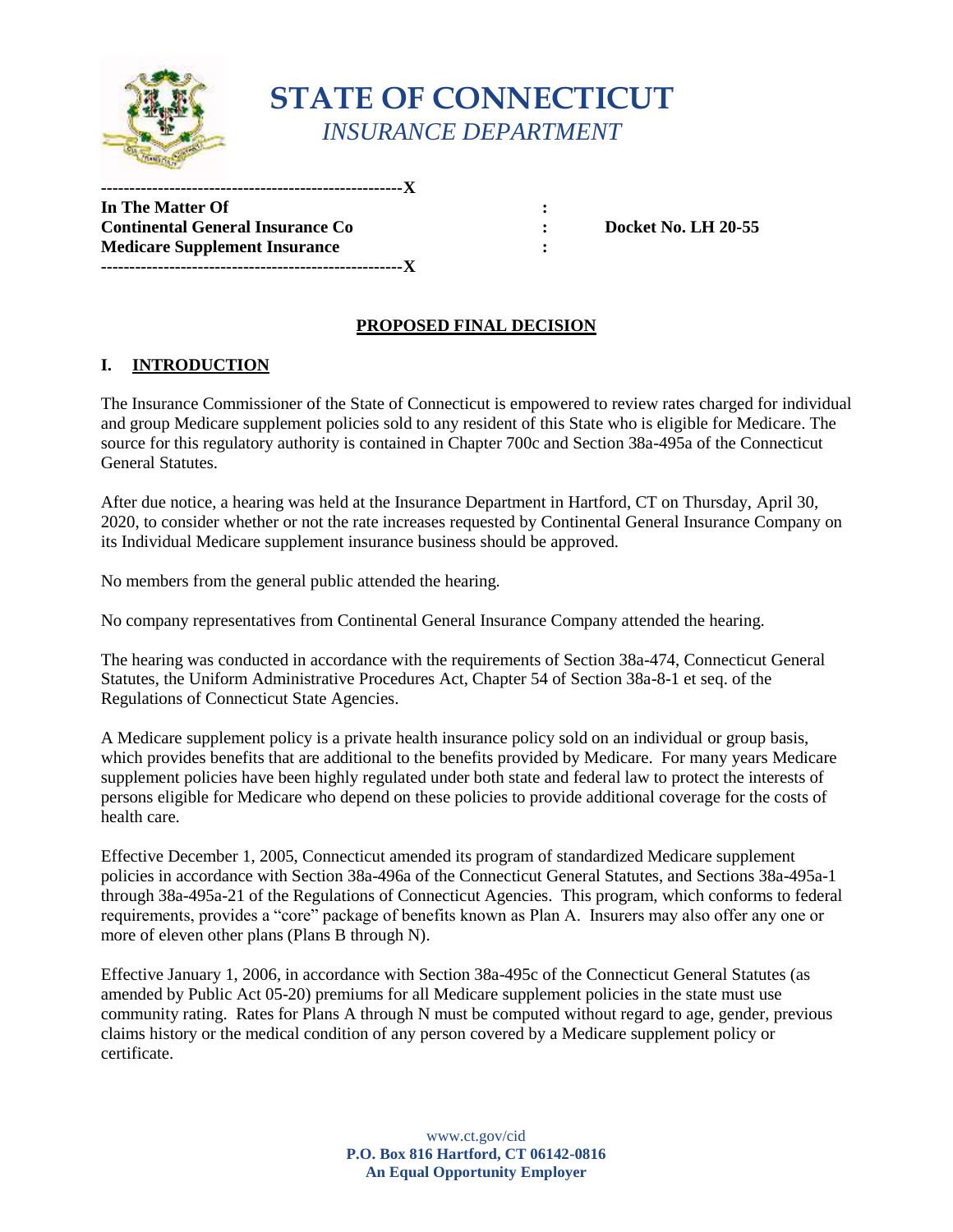# STATE OF CONNECTICUT
*INSURANCE DEPARTMENT*

-----------------------------------------------------X

**In The Matter Of** :
**Continental General Insurance Co** : **Docket No. LH 20-55**
**Medicare Supplement Insurance** :

-----------------------------------------------------X

## PROPOSED FINAL DECISION

## I. INTRODUCTION

The Insurance Commissioner of the State of Connecticut is empowered to review rates charged for individual and group Medicare supplement policies sold to any resident of this State who is eligible for Medicare. The source for this regulatory authority is contained in Chapter 700c and Section 38a-495a of the Connecticut General Statutes.

After due notice, a hearing was held at the Insurance Department in Hartford, CT on Thursday, April 30, 2020, to consider whether or not the rate increases requested by Continental General Insurance Company on its Individual Medicare supplement insurance business should be approved.

No members from the general public attended the hearing.

No company representatives from Continental General Insurance Company attended the hearing.

The hearing was conducted in accordance with the requirements of Section 38a-474, Connecticut General Statutes, the Uniform Administrative Procedures Act, Chapter 54 of Section 38a-8-1 et seq. of the Regulations of Connecticut State Agencies.

A Medicare supplement policy is a private health insurance policy sold on an individual or group basis, which provides benefits that are additional to the benefits provided by Medicare. For many years Medicare supplement policies have been highly regulated under both state and federal law to protect the interests of persons eligible for Medicare who depend on these policies to provide additional coverage for the costs of health care.

Effective December 1, 2005, Connecticut amended its program of standardized Medicare supplement policies in accordance with Section 38a-496a of the Connecticut General Statutes, and Sections 38a-495a-1 through 38a-495a-21 of the Regulations of Connecticut Agencies. This program, which conforms to federal requirements, provides a "core" package of benefits known as Plan A. Insurers may also offer any one or more of eleven other plans (Plans B through N).

Effective January 1, 2006, in accordance with Section 38a-495c of the Connecticut General Statutes (as amended by Public Act 05-20) premiums for all Medicare supplement policies in the state must use community rating. Rates for Plans A through N must be computed without regard to age, gender, previous claims history or the medical condition of any person covered by a Medicare supplement policy or certificate.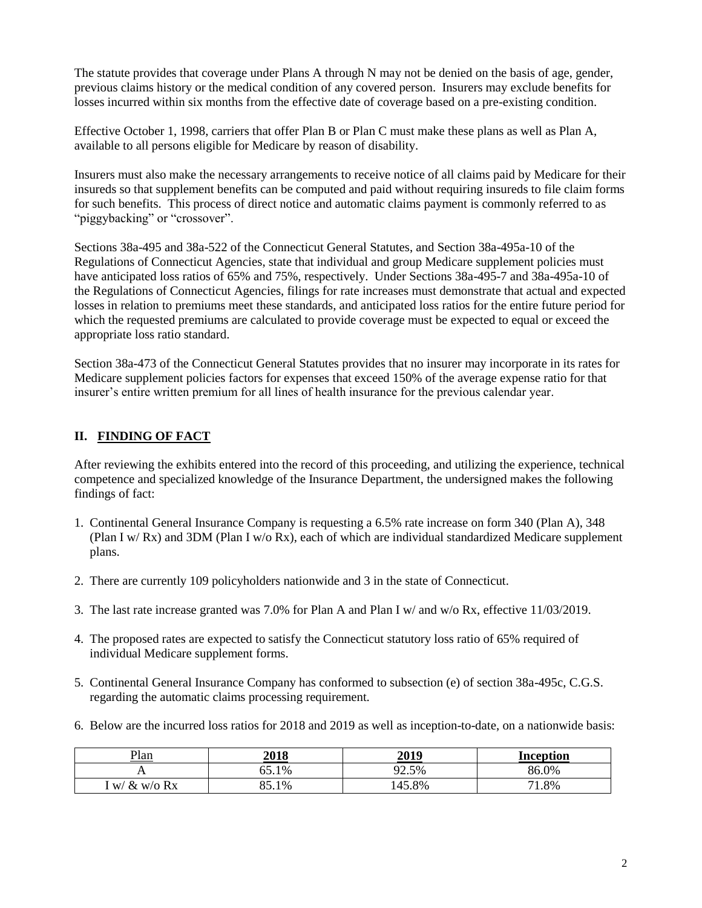The statute provides that coverage under Plans A through N may not be denied on the basis of age, gender, previous claims history or the medical condition of any covered person. Insurers may exclude benefits for losses incurred within six months from the effective date of coverage based on a pre-existing condition.

Effective October 1, 1998, carriers that offer Plan B or Plan C must make these plans as well as Plan A, available to all persons eligible for Medicare by reason of disability.

Insurers must also make the necessary arrangements to receive notice of all claims paid by Medicare for their insureds so that supplement benefits can be computed and paid without requiring insureds to file claim forms for such benefits. This process of direct notice and automatic claims payment is commonly referred to as "piggybacking" or "crossover".

Sections 38a-495 and 38a-522 of the Connecticut General Statutes, and Section 38a-495a-10 of the Regulations of Connecticut Agencies, state that individual and group Medicare supplement policies must have anticipated loss ratios of 65% and 75%, respectively. Under Sections 38a-495-7 and 38a-495a-10 of the Regulations of Connecticut Agencies, filings for rate increases must demonstrate that actual and expected losses in relation to premiums meet these standards, and anticipated loss ratios for the entire future period for which the requested premiums are calculated to provide coverage must be expected to equal or exceed the appropriate loss ratio standard.

Section 38a-473 of the Connecticut General Statutes provides that no insurer may incorporate in its rates for Medicare supplement policies factors for expenses that exceed 150% of the average expense ratio for that insurer's entire written premium for all lines of health insurance for the previous calendar year.

## II. FINDING OF FACT

After reviewing the exhibits entered into the record of this proceeding, and utilizing the experience, technical competence and specialized knowledge of the Insurance Department, the undersigned makes the following findings of fact:

1. Continental General Insurance Company is requesting a 6.5% rate increase on form 340 (Plan A), 348 (Plan I w/ Rx) and 3DM (Plan I w/o Rx), each of which are individual standardized Medicare supplement plans.

2. There are currently 109 policyholders nationwide and 3 in the state of Connecticut.

3. The last rate increase granted was 7.0% for Plan A and Plan I w/ and w/o Rx, effective 11/03/2019.

4. The proposed rates are expected to satisfy the Connecticut statutory loss ratio of 65% required of individual Medicare supplement forms.

5. Continental General Insurance Company has conformed to subsection (e) of section 38a-495c, C.G.S. regarding the automatic claims processing requirement.

6. Below are the incurred loss ratios for 2018 and 2019 as well as inception-to-date, on a nationwide basis:

| Plan | 2018 | 2019 | Inception |
|---|---|---|---|
| A | 65.1% | 92.5% | 86.0% |
| I w/ & w/o Rx | 85.1% | 145.8% | 71.8% |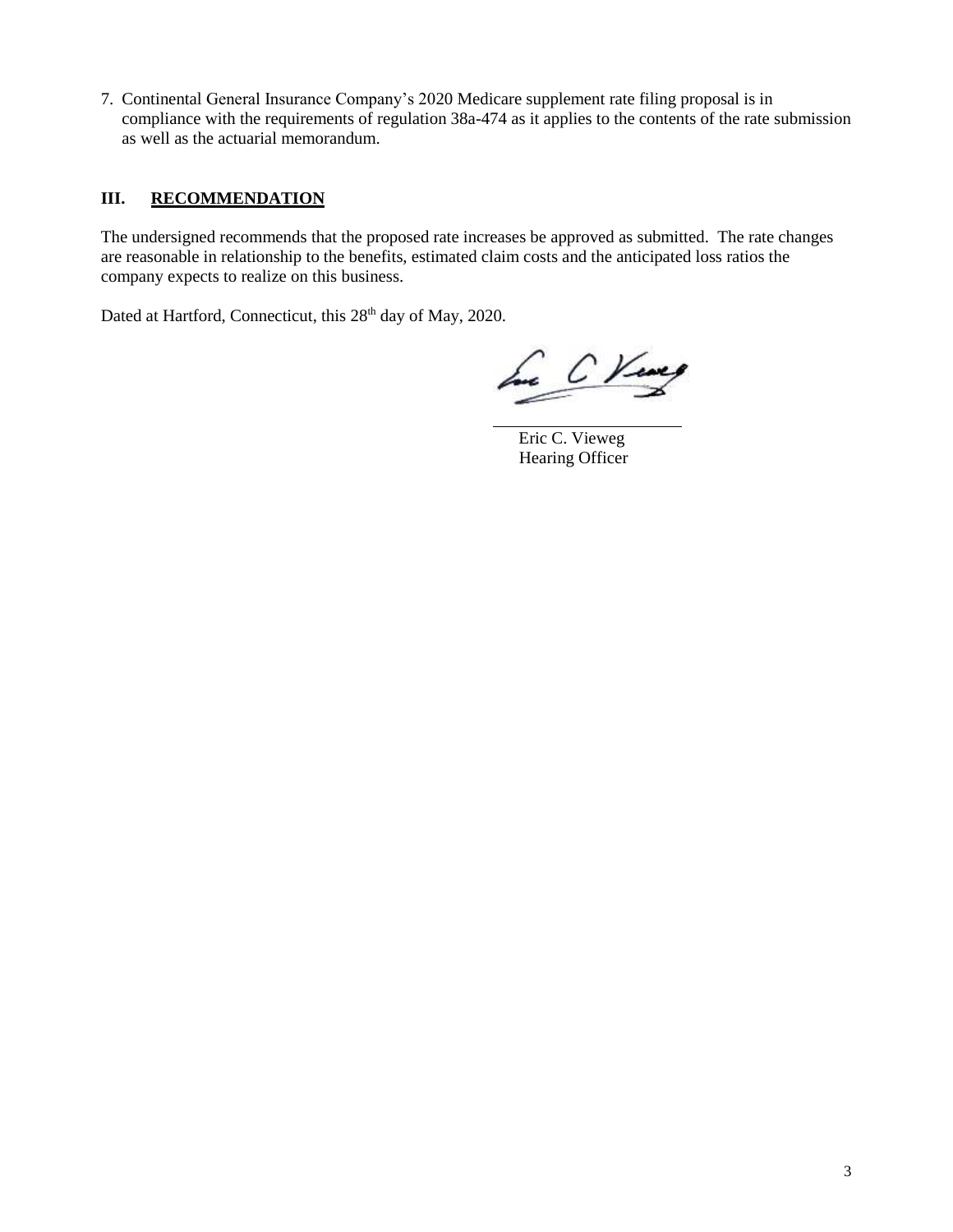7. Continental General Insurance Company's 2020 Medicare supplement rate filing proposal is in compliance with the requirements of regulation 38a-474 as it applies to the contents of the rate submission as well as the actuarial memorandum.

## III. RECOMMENDATION

The undersigned recommends that the proposed rate increases be approved as submitted. The rate changes are reasonable in relationship to the benefits, estimated claim costs and the anticipated loss ratios the company expects to realize on this business.

Dated at Hartford, Connecticut, this 28th day of May, 2020.

Eric C. Vieweg
Hearing Officer